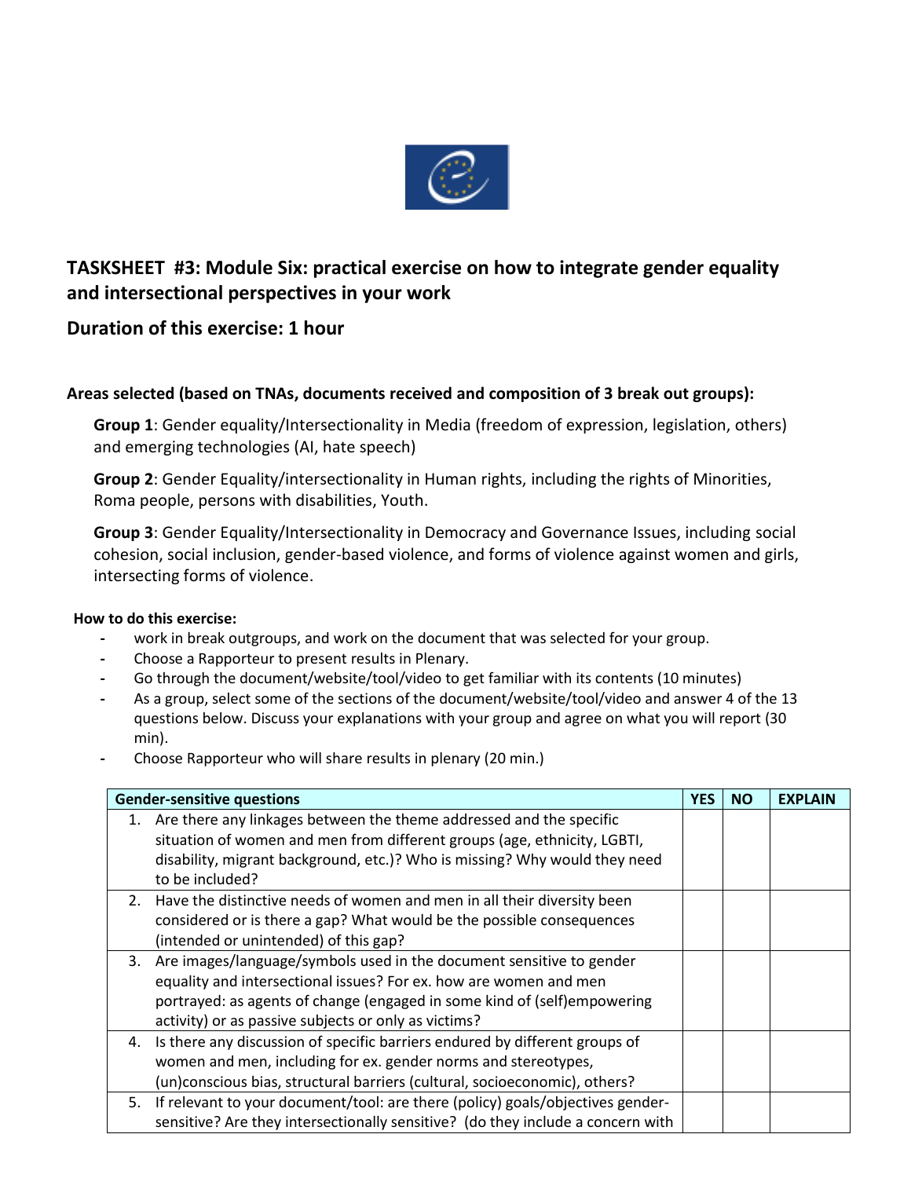## TASKSHEET #3: Module Six: practical exercise on how to integrate gender equality and intersectional perspectives in your work

## Duration of this exercise: 1 hour

**Areas selected (based on TNAs, documents received and composition of 3 break out groups):**

**Group 1**: Gender equality/Intersectionality in Media (freedom of expression, legislation, others) and emerging technologies (AI, hate speech)

**Group 2**: Gender Equality/intersectionality in Human rights, including the rights of Minorities, Roma people, persons with disabilities, Youth.

**Group 3**: Gender Equality/Intersectionality in Democracy and Governance Issues, including social cohesion, social inclusion, gender-based violence, and forms of violence against women and girls, intersecting forms of violence.

**How to do this exercise:**

- work in break outgroups, and work on the document that was selected for your group.
- Choose a Rapporteur to present results in Plenary.
- Go through the document/website/tool/video to get familiar with its contents (10 minutes)
- As a group, select some of the sections of the document/website/tool/video and answer 4 of the 13 questions below. Discuss your explanations with your group and agree on what you will report (30 min).
- Choose Rapporteur who will share results in plenary (20 min.)

| Gender-sensitive questions | YES | NO | EXPLAIN |
|---|---|---|---|
| 1. Are there any linkages between the theme addressed and the specific situation of women and men from different groups (age, ethnicity, LGBTI, disability, migrant background, etc.)? Who is missing? Why would they need to be included? | | | |
| 2. Have the distinctive needs of women and men in all their diversity been considered or is there a gap? What would be the possible consequences (intended or unintended) of this gap? | | | |
| 3. Are images/language/symbols used in the document sensitive to gender equality and intersectional issues? For ex. how are women and men portrayed: as agents of change (engaged in some kind of (self)empowering activity) or as passive subjects or only as victims? | | | |
| 4. Is there any discussion of specific barriers endured by different groups of women and men, including for ex. gender norms and stereotypes, (un)conscious bias, structural barriers (cultural, socioeconomic), others? | | | |
| 5. If relevant to your document/tool: are there (policy) goals/objectives gender-sensitive? Are they intersectionally sensitive? (do they include a concern with | | | |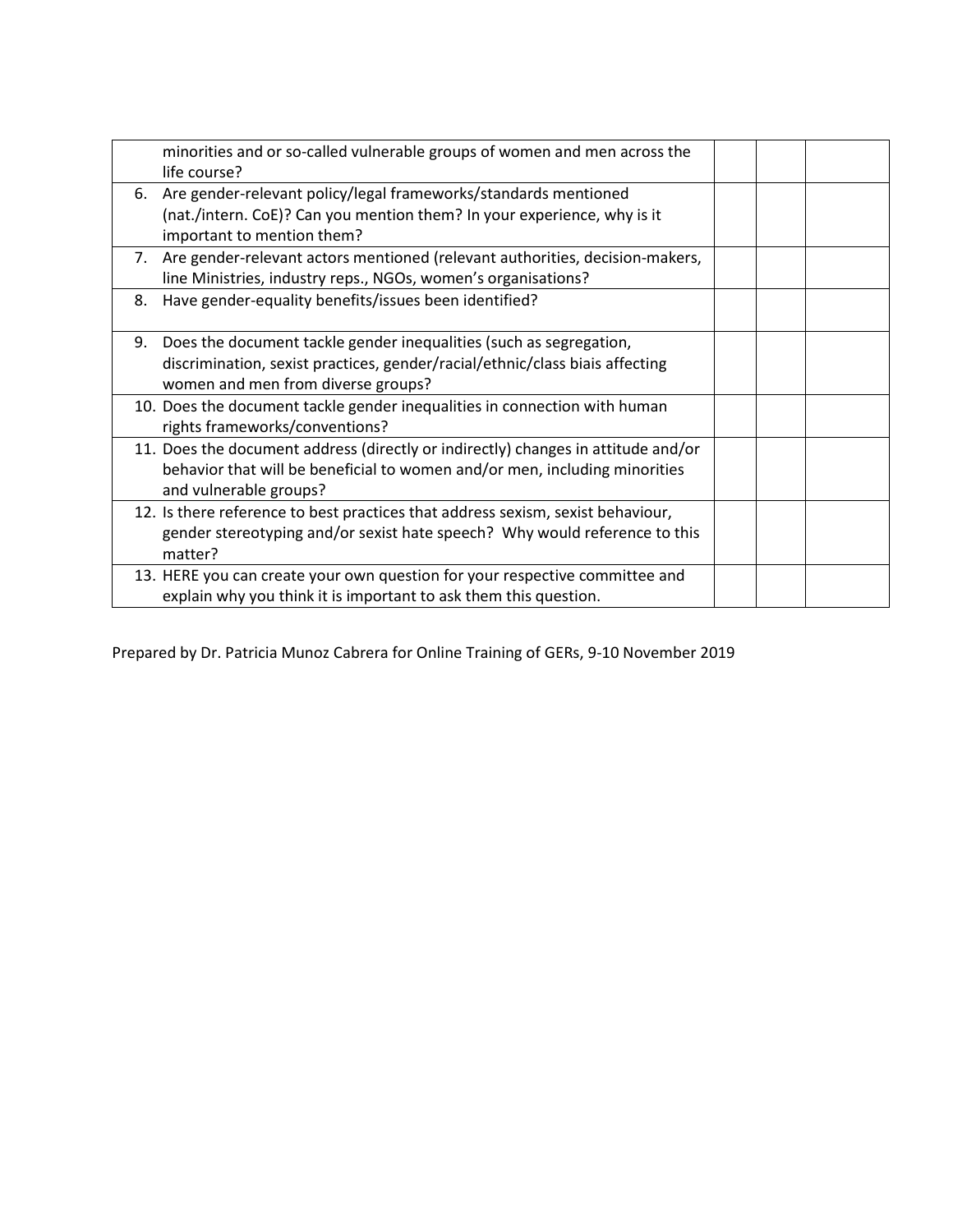| | | | |
|---|---|---|---|
| minorities and or so-called vulnerable groups of women and men across the life course? | | | |
| 6. Are gender-relevant policy/legal frameworks/standards mentioned (nat./intern. CoE)? Can you mention them? In your experience, why is it important to mention them? | | | |
| 7. Are gender-relevant actors mentioned (relevant authorities, decision-makers, line Ministries, industry reps., NGOs, women's organisations? | | | |
| 8. Have gender-equality benefits/issues been identified? | | | |
| 9. Does the document tackle gender inequalities (such as segregation, discrimination, sexist practices, gender/racial/ethnic/class biais affecting women and men from diverse groups? | | | |
| 10. Does the document tackle gender inequalities in connection with human rights frameworks/conventions? | | | |
| 11. Does the document address (directly or indirectly) changes in attitude and/or behavior that will be beneficial to women and/or men, including minorities and vulnerable groups? | | | |
| 12. Is there reference to best practices that address sexism, sexist behaviour, gender stereotyping and/or sexist hate speech? Why would reference to this matter? | | | |
| 13. HERE you can create your own question for your respective committee and explain why you think it is important to ask them this question. | | | |

Prepared by Dr. Patricia Munoz Cabrera for Online Training of GERs, 9-10 November 2019